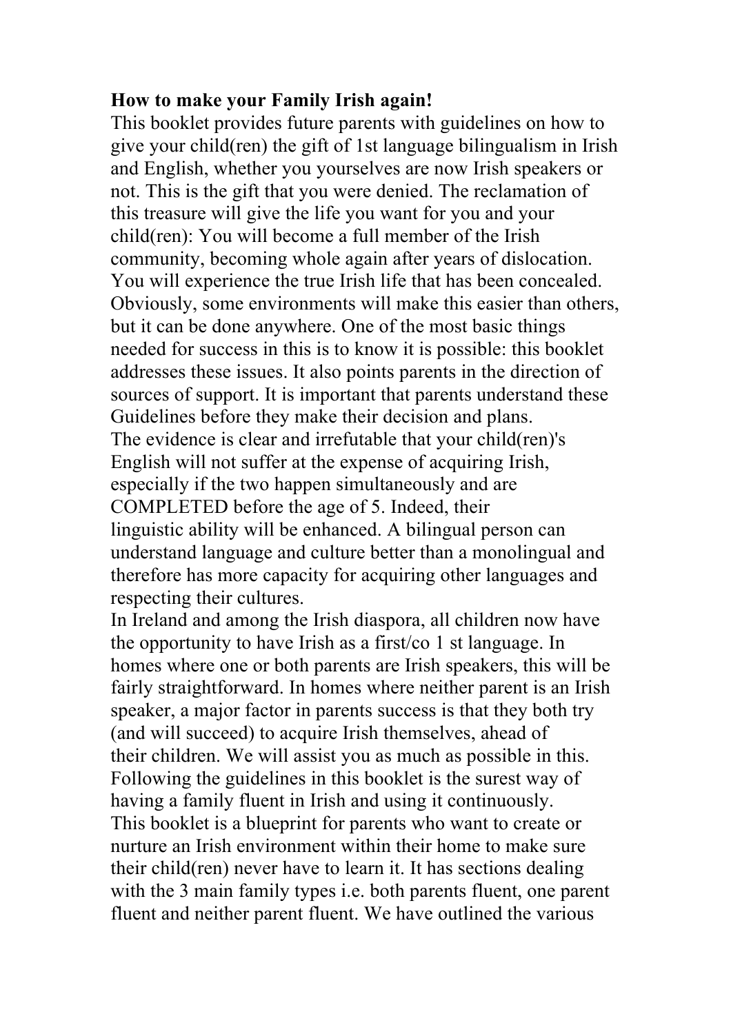**How to make your Family Irish again!**

This booklet provides future parents with guidelines on how to give your child(ren) the gift of 1st language bilingualism in Irish and English, whether you yourselves are now Irish speakers or not. This is the gift that you were denied. The reclamation of this treasure will give the life you want for you and your child(ren): You will become a full member of the Irish community, becoming whole again after years of dislocation. You will experience the true Irish life that has been concealed. Obviously, some environments will make this easier than others, but it can be done anywhere. One of the most basic things needed for success in this is to know it is possible: this booklet addresses these issues. It also points parents in the direction of sources of support. It is important that parents understand these Guidelines before they make their decision and plans.

The evidence is clear and irrefutable that your child(ren)'s English will not suffer at the expense of acquiring Irish, especially if the two happen simultaneously and are COMPLETED before the age of 5. Indeed, their linguistic ability will be enhanced. A bilingual person can understand language and culture better than a monolingual and therefore has more capacity for acquiring other languages and respecting their cultures.

In Ireland and among the Irish diaspora, all children now have the opportunity to have Irish as a first/co 1 st language. In homes where one or both parents are Irish speakers, this will be fairly straightforward. In homes where neither parent is an Irish speaker, a major factor in parents success is that they both try (and will succeed) to acquire Irish themselves, ahead of their children. We will assist you as much as possible in this. Following the guidelines in this booklet is the surest way of having a family fluent in Irish and using it continuously.

This booklet is a blueprint for parents who want to create or nurture an Irish environment within their home to make sure their child(ren) never have to learn it. It has sections dealing with the 3 main family types i.e. both parents fluent, one parent fluent and neither parent fluent. We have outlined the various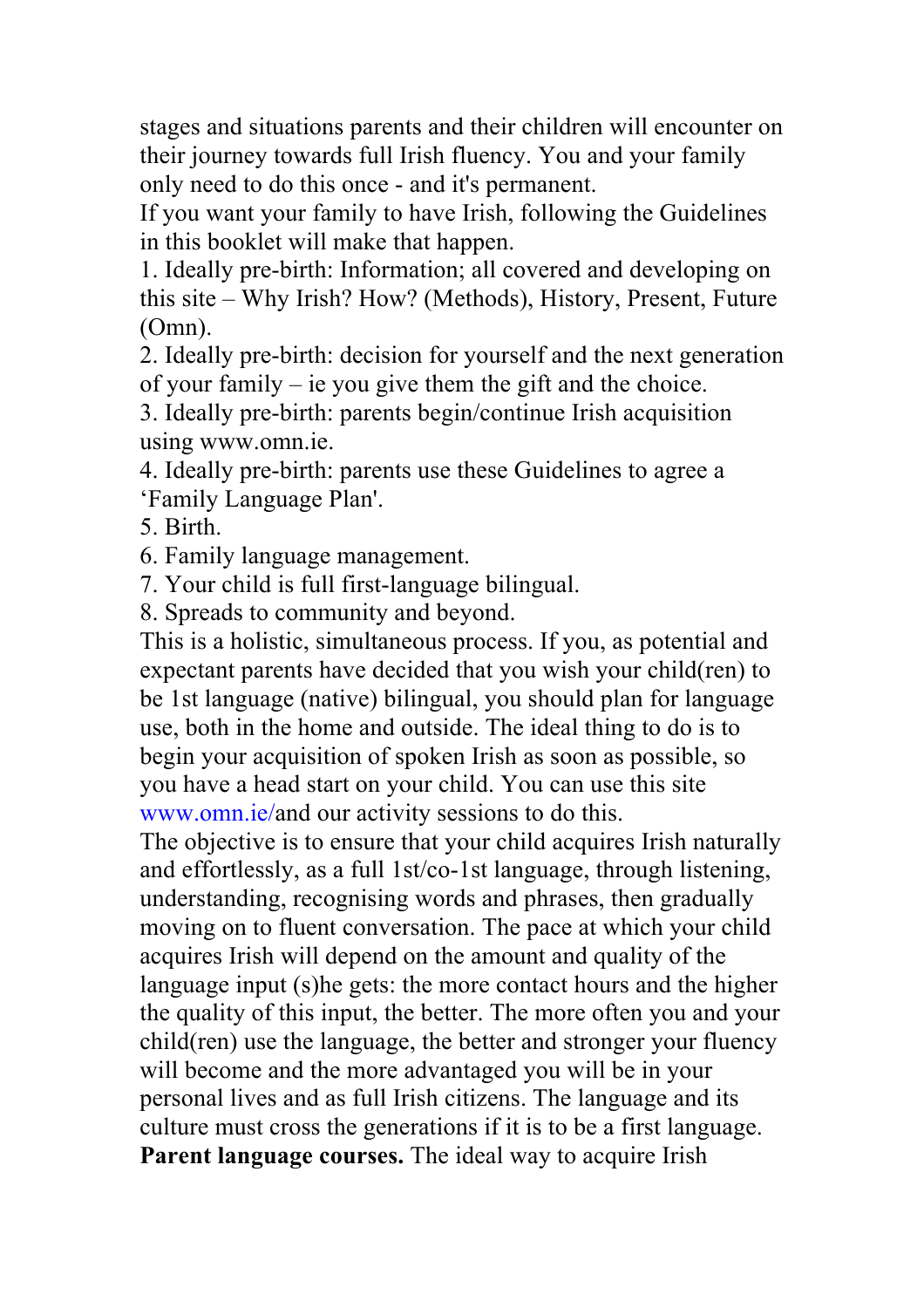stages and situations parents and their children will encounter on their journey towards full Irish fluency. You and your family only need to do this once - and it's permanent.

If you want your family to have Irish, following the Guidelines in this booklet will make that happen.

1. Ideally pre-birth: Information; all covered and developing on this site – Why Irish? How? (Methods), History, Present, Future (Omn).
2. Ideally pre-birth: decision for yourself and the next generation of your family – ie you give them the gift and the choice.
3. Ideally pre-birth: parents begin/continue Irish acquisition using www.omn.ie.
4. Ideally pre-birth: parents use these Guidelines to agree a 'Family Language Plan'.
5. Birth.
6. Family language management.
7. Your child is full first-language bilingual.
8. Spreads to community and beyond.

This is a holistic, simultaneous process. If you, as potential and expectant parents have decided that you wish your child(ren) to be 1st language (native) bilingual, you should plan for language use, both in the home and outside. The ideal thing to do is to begin your acquisition of spoken Irish as soon as possible, so you have a head start on your child. You can use this site www.omn.ie/and our activity sessions to do this.

The objective is to ensure that your child acquires Irish naturally and effortlessly, as a full 1st/co-1st language, through listening, understanding, recognising words and phrases, then gradually moving on to fluent conversation. The pace at which your child acquires Irish will depend on the amount and quality of the language input (s)he gets: the more contact hours and the higher the quality of this input, the better. The more often you and your child(ren) use the language, the better and stronger your fluency will become and the more advantaged you will be in your personal lives and as full Irish citizens. The language and its culture must cross the generations if it is to be a first language.

**Parent language courses.** The ideal way to acquire Irish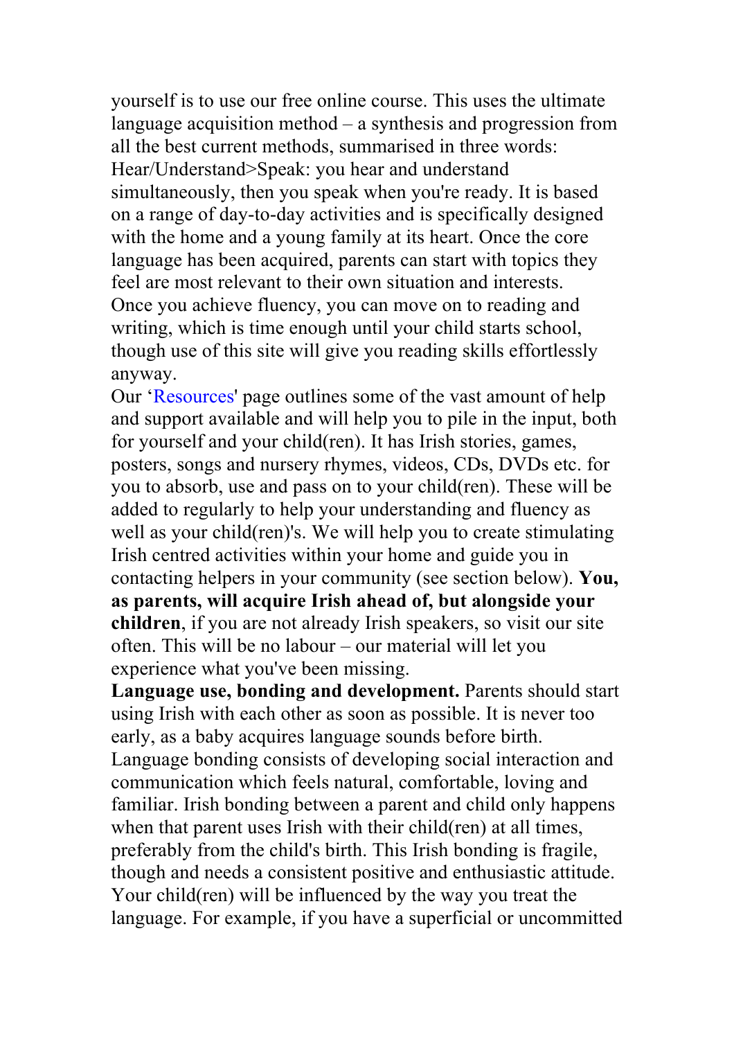yourself is to use our free online course. This uses the ultimate language acquisition method – a synthesis and progression from all the best current methods, summarised in three words: Hear/Understand>Speak: you hear and understand simultaneously, then you speak when you're ready. It is based on a range of day-to-day activities and is specifically designed with the home and a young family at its heart. Once the core language has been acquired, parents can start with topics they feel are most relevant to their own situation and interests. Once you achieve fluency, you can move on to reading and writing, which is time enough until your child starts school, though use of this site will give you reading skills effortlessly anyway.

Our 'Resources' page outlines some of the vast amount of help and support available and will help you to pile in the input, both for yourself and your child(ren). It has Irish stories, games, posters, songs and nursery rhymes, videos, CDs, DVDs etc. for you to absorb, use and pass on to your child(ren). These will be added to regularly to help your understanding and fluency as well as your child(ren)'s. We will help you to create stimulating Irish centred activities within your home and guide you in contacting helpers in your community (see section below). **You, as parents, will acquire Irish ahead of, but alongside your children**, if you are not already Irish speakers, so visit our site often. This will be no labour – our material will let you experience what you've been missing.

**Language use, bonding and development.** Parents should start using Irish with each other as soon as possible. It is never too early, as a baby acquires language sounds before birth. Language bonding consists of developing social interaction and communication which feels natural, comfortable, loving and familiar. Irish bonding between a parent and child only happens when that parent uses Irish with their child(ren) at all times, preferably from the child's birth. This Irish bonding is fragile, though and needs a consistent positive and enthusiastic attitude. Your child(ren) will be influenced by the way you treat the language. For example, if you have a superficial or uncommitted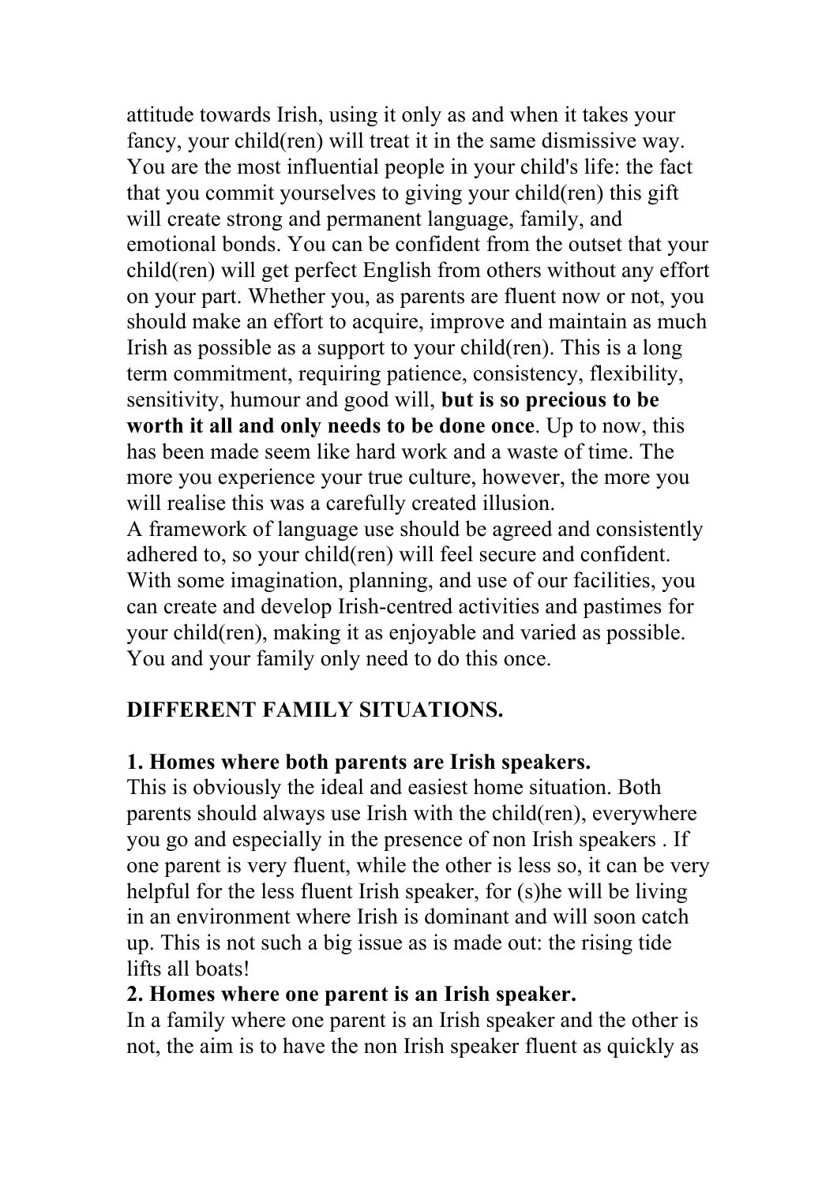attitude towards Irish, using it only as and when it takes your fancy, your child(ren) will treat it in the same dismissive way. You are the most influential people in your child's life: the fact that you commit yourselves to giving your child(ren) this gift will create strong and permanent language, family, and emotional bonds. You can be confident from the outset that your child(ren) will get perfect English from others without any effort on your part. Whether you, as parents are fluent now or not, you should make an effort to acquire, improve and maintain as much Irish as possible as a support to your child(ren). This is a long term commitment, requiring patience, consistency, flexibility, sensitivity, humour and good will, **but is so precious to be worth it all and only needs to be done once**. Up to now, this has been made seem like hard work and a waste of time. The more you experience your true culture, however, the more you will realise this was a carefully created illusion.
A framework of language use should be agreed and consistently adhered to, so your child(ren) will feel secure and confident. With some imagination, planning, and use of our facilities, you can create and develop Irish-centred activities and pastimes for your child(ren), making it as enjoyable and varied as possible. You and your family only need to do this once.

## DIFFERENT FAMILY SITUATIONS.

### 1. Homes where both parents are Irish speakers.

This is obviously the ideal and easiest home situation. Both parents should always use Irish with the child(ren), everywhere you go and especially in the presence of non Irish speakers . If one parent is very fluent, while the other is less so, it can be very helpful for the less fluent Irish speaker, for (s)he will be living in an environment where Irish is dominant and will soon catch up. This is not such a big issue as is made out: the rising tide lifts all boats!

### 2. Homes where one parent is an Irish speaker.

In a family where one parent is an Irish speaker and the other is not, the aim is to have the non Irish speaker fluent as quickly as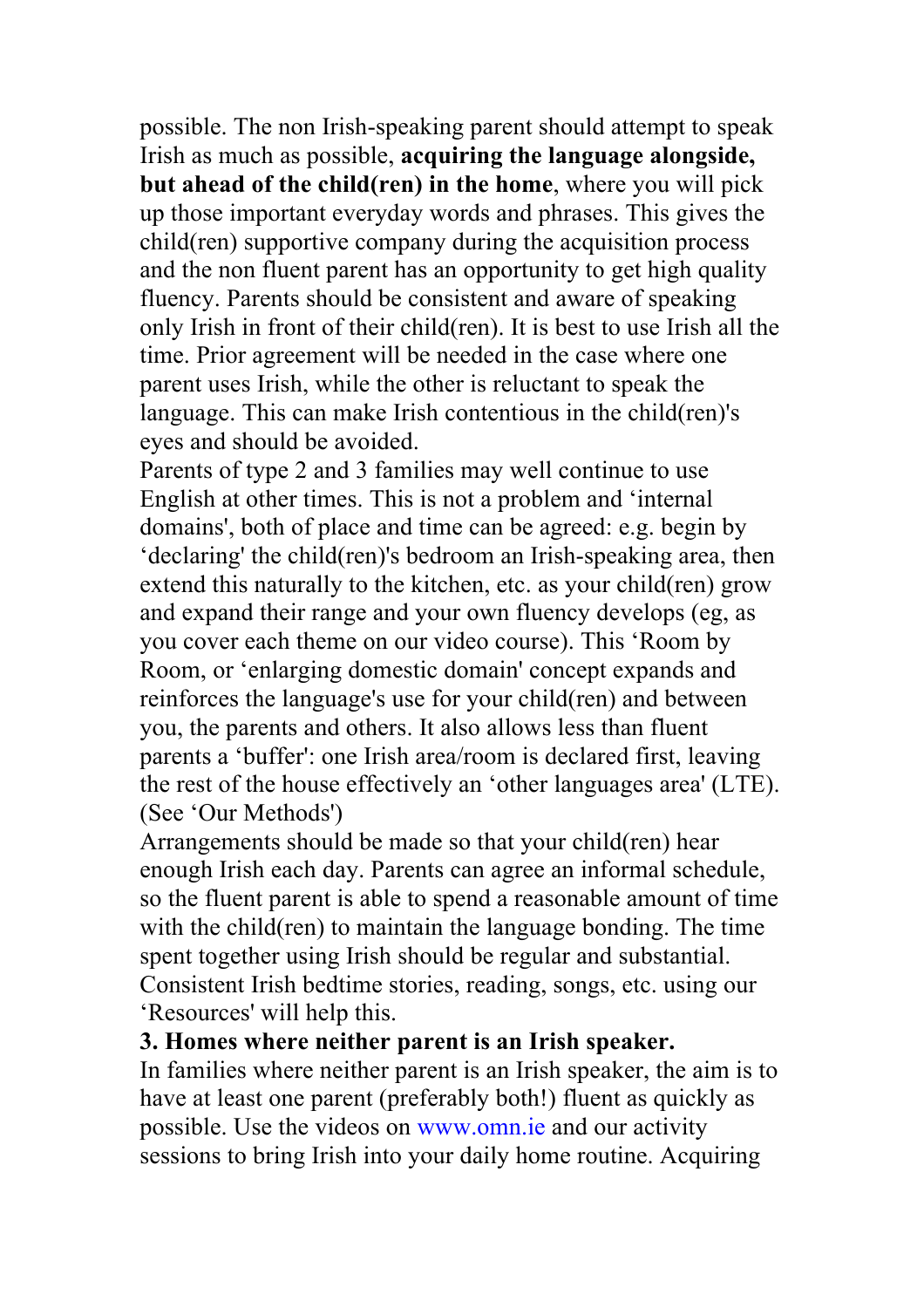possible. The non Irish-speaking parent should attempt to speak Irish as much as possible, **acquiring the language alongside, but ahead of the child(ren) in the home**, where you will pick up those important everyday words and phrases. This gives the child(ren) supportive company during the acquisition process and the non fluent parent has an opportunity to get high quality fluency. Parents should be consistent and aware of speaking only Irish in front of their child(ren). It is best to use Irish all the time. Prior agreement will be needed in the case where one parent uses Irish, while the other is reluctant to speak the language. This can make Irish contentious in the child(ren)'s eyes and should be avoided.

Parents of type 2 and 3 families may well continue to use English at other times. This is not a problem and 'internal domains', both of place and time can be agreed: e.g. begin by 'declaring' the child(ren)'s bedroom an Irish-speaking area, then extend this naturally to the kitchen, etc. as your child(ren) grow and expand their range and your own fluency develops (eg, as you cover each theme on our video course). This 'Room by Room, or 'enlarging domestic domain' concept expands and reinforces the language's use for your child(ren) and between you, the parents and others. It also allows less than fluent parents a 'buffer': one Irish area/room is declared first, leaving the rest of the house effectively an 'other languages area' (LTE). (See 'Our Methods')

Arrangements should be made so that your child(ren) hear enough Irish each day. Parents can agree an informal schedule, so the fluent parent is able to spend a reasonable amount of time with the child(ren) to maintain the language bonding. The time spent together using Irish should be regular and substantial. Consistent Irish bedtime stories, reading, songs, etc. using our 'Resources' will help this.

**3. Homes where neither parent is an Irish speaker.**

In families where neither parent is an Irish speaker, the aim is to have at least one parent (preferably both!) fluent as quickly as possible. Use the videos on www.omn.ie and our activity sessions to bring Irish into your daily home routine. Acquiring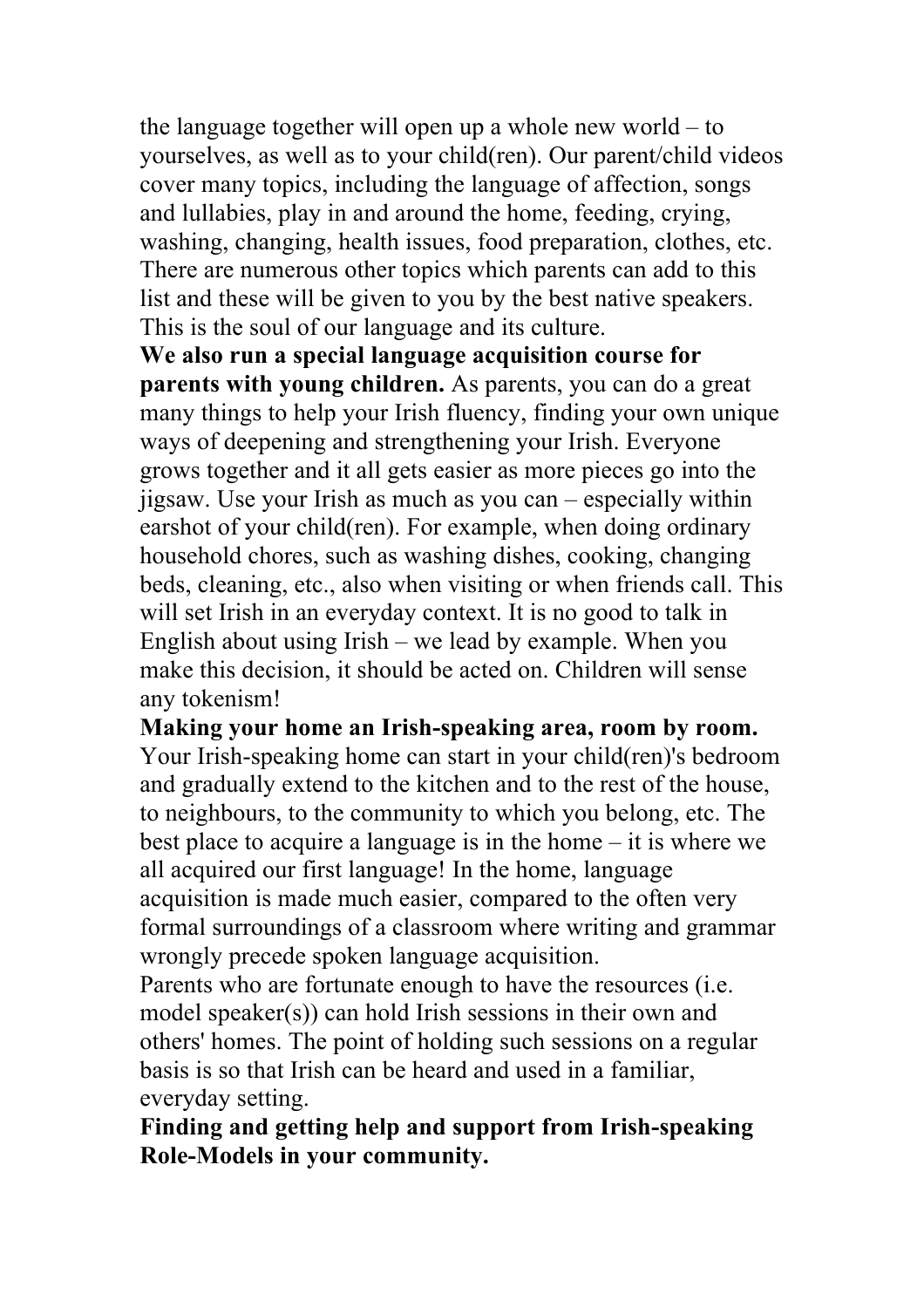the language together will open up a whole new world – to yourselves, as well as to your child(ren). Our parent/child videos cover many topics, including the language of affection, songs and lullabies, play in and around the home, feeding, crying, washing, changing, health issues, food preparation, clothes, etc. There are numerous other topics which parents can add to this list and these will be given to you by the best native speakers. This is the soul of our language and its culture.

**We also run a special language acquisition course for parents with young children.** As parents, you can do a great many things to help your Irish fluency, finding your own unique ways of deepening and strengthening your Irish. Everyone grows together and it all gets easier as more pieces go into the jigsaw. Use your Irish as much as you can – especially within earshot of your child(ren). For example, when doing ordinary household chores, such as washing dishes, cooking, changing beds, cleaning, etc., also when visiting or when friends call. This will set Irish in an everyday context. It is no good to talk in English about using Irish – we lead by example. When you make this decision, it should be acted on. Children will sense any tokenism!

**Making your home an Irish-speaking area, room by room.** Your Irish-speaking home can start in your child(ren)'s bedroom and gradually extend to the kitchen and to the rest of the house, to neighbours, to the community to which you belong, etc. The best place to acquire a language is in the home – it is where we all acquired our first language! In the home, language acquisition is made much easier, compared to the often very formal surroundings of a classroom where writing and grammar wrongly precede spoken language acquisition.

Parents who are fortunate enough to have the resources (i.e. model speaker(s)) can hold Irish sessions in their own and others' homes. The point of holding such sessions on a regular basis is so that Irish can be heard and used in a familiar, everyday setting.

**Finding and getting help and support from Irish-speaking Role-Models in your community.**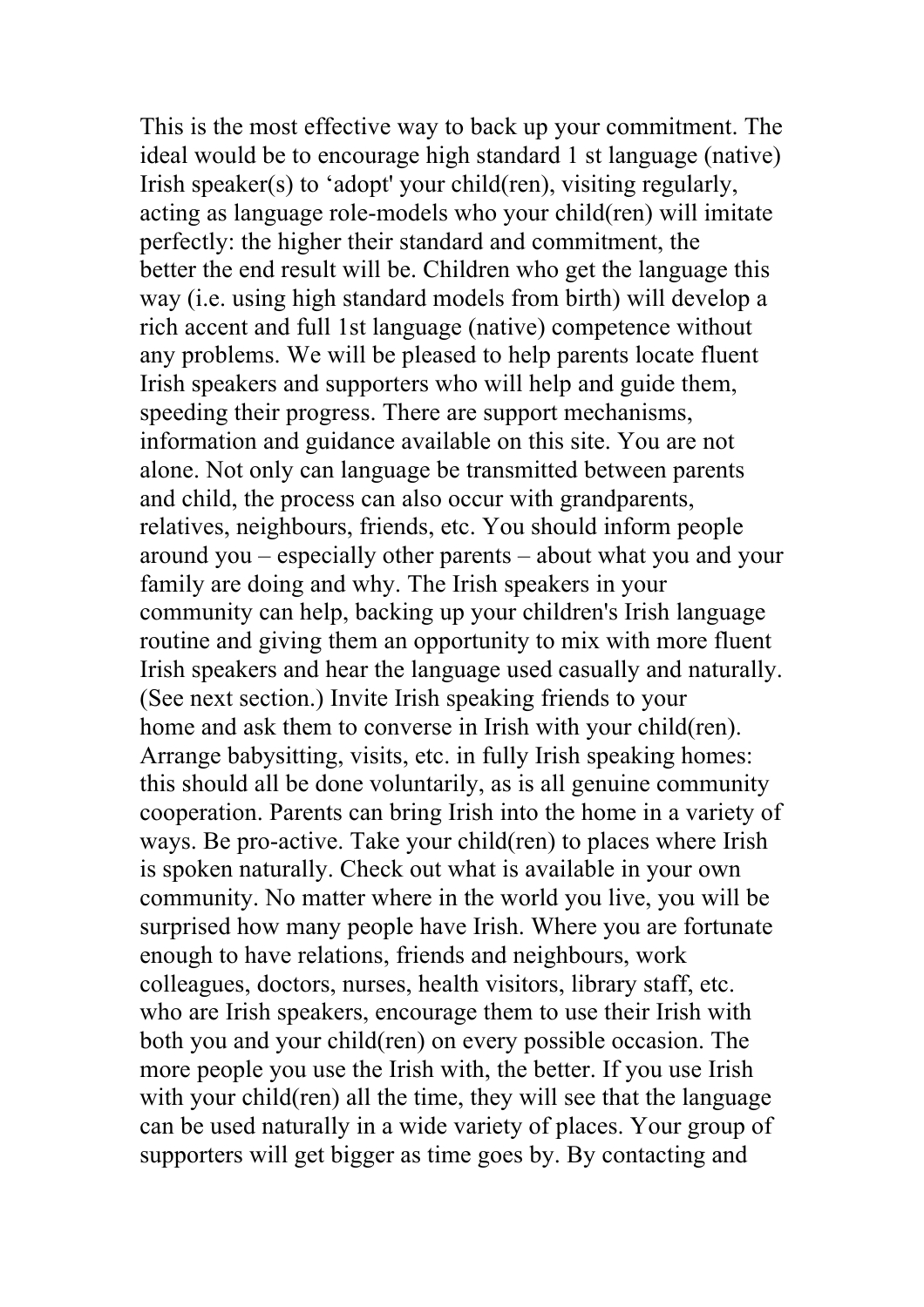This is the most effective way to back up your commitment. The ideal would be to encourage high standard 1 st language (native) Irish speaker(s) to 'adopt' your child(ren), visiting regularly, acting as language role-models who your child(ren) will imitate perfectly: the higher their standard and commitment, the better the end result will be. Children who get the language this way (i.e. using high standard models from birth) will develop a rich accent and full 1st language (native) competence without any problems. We will be pleased to help parents locate fluent Irish speakers and supporters who will help and guide them, speeding their progress. There are support mechanisms, information and guidance available on this site. You are not alone. Not only can language be transmitted between parents and child, the process can also occur with grandparents, relatives, neighbours, friends, etc. You should inform people around you – especially other parents – about what you and your family are doing and why. The Irish speakers in your community can help, backing up your children's Irish language routine and giving them an opportunity to mix with more fluent Irish speakers and hear the language used casually and naturally. (See next section.) Invite Irish speaking friends to your home and ask them to converse in Irish with your child(ren). Arrange babysitting, visits, etc. in fully Irish speaking homes: this should all be done voluntarily, as is all genuine community cooperation. Parents can bring Irish into the home in a variety of ways. Be pro-active. Take your child(ren) to places where Irish is spoken naturally. Check out what is available in your own community. No matter where in the world you live, you will be surprised how many people have Irish. Where you are fortunate enough to have relations, friends and neighbours, work colleagues, doctors, nurses, health visitors, library staff, etc. who are Irish speakers, encourage them to use their Irish with both you and your child(ren) on every possible occasion. The more people you use the Irish with, the better. If you use Irish with your child(ren) all the time, they will see that the language can be used naturally in a wide variety of places. Your group of supporters will get bigger as time goes by. By contacting and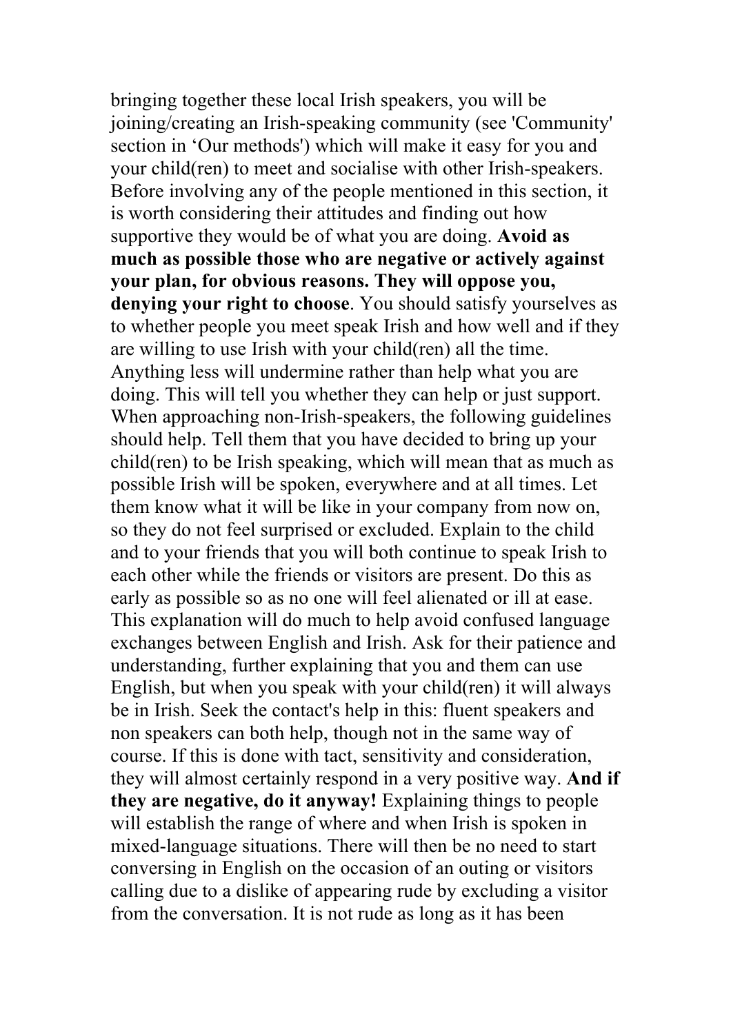bringing together these local Irish speakers, you will be joining/creating an Irish-speaking community (see 'Community' section in 'Our methods') which will make it easy for you and your child(ren) to meet and socialise with other Irish-speakers. Before involving any of the people mentioned in this section, it is worth considering their attitudes and finding out how supportive they would be of what you are doing. **Avoid as much as possible those who are negative or actively against your plan, for obvious reasons. They will oppose you, denying your right to choose**. You should satisfy yourselves as to whether people you meet speak Irish and how well and if they are willing to use Irish with your child(ren) all the time. Anything less will undermine rather than help what you are doing. This will tell you whether they can help or just support. When approaching non-Irish-speakers, the following guidelines should help. Tell them that you have decided to bring up your child(ren) to be Irish speaking, which will mean that as much as possible Irish will be spoken, everywhere and at all times. Let them know what it will be like in your company from now on, so they do not feel surprised or excluded. Explain to the child and to your friends that you will both continue to speak Irish to each other while the friends or visitors are present. Do this as early as possible so as no one will feel alienated or ill at ease. This explanation will do much to help avoid confused language exchanges between English and Irish. Ask for their patience and understanding, further explaining that you and them can use English, but when you speak with your child(ren) it will always be in Irish. Seek the contact's help in this: fluent speakers and non speakers can both help, though not in the same way of course. If this is done with tact, sensitivity and consideration, they will almost certainly respond in a very positive way. **And if they are negative, do it anyway!** Explaining things to people will establish the range of where and when Irish is spoken in mixed-language situations. There will then be no need to start conversing in English on the occasion of an outing or visitors calling due to a dislike of appearing rude by excluding a visitor from the conversation. It is not rude as long as it has been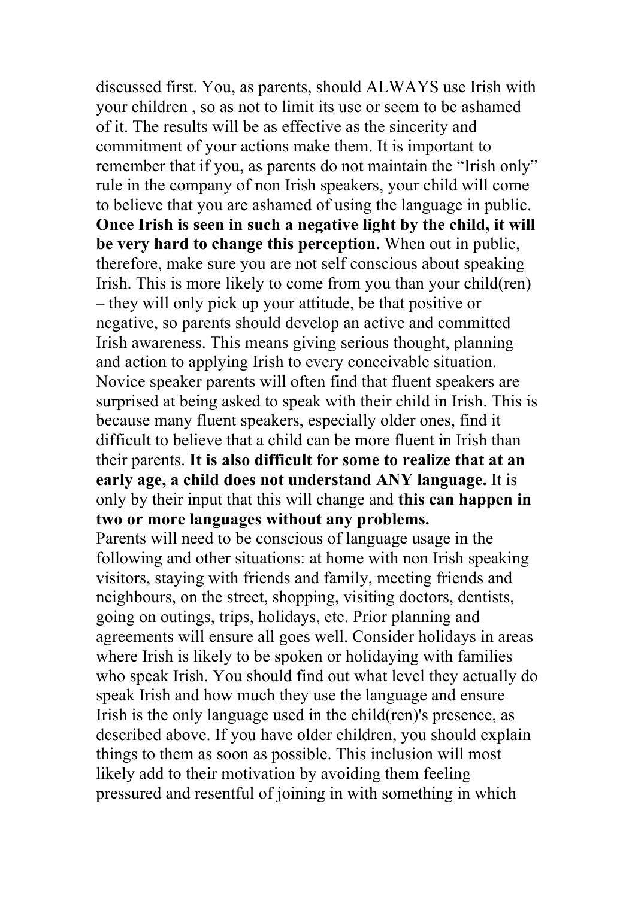discussed first. You, as parents, should ALWAYS use Irish with your children , so as not to limit its use or seem to be ashamed of it. The results will be as effective as the sincerity and commitment of your actions make them. It is important to remember that if you, as parents do not maintain the "Irish only" rule in the company of non Irish speakers, your child will come to believe that you are ashamed of using the language in public. **Once Irish is seen in such a negative light by the child, it will be very hard to change this perception.** When out in public, therefore, make sure you are not self conscious about speaking Irish. This is more likely to come from you than your child(ren) – they will only pick up your attitude, be that positive or negative, so parents should develop an active and committed Irish awareness. This means giving serious thought, planning and action to applying Irish to every conceivable situation. Novice speaker parents will often find that fluent speakers are surprised at being asked to speak with their child in Irish. This is because many fluent speakers, especially older ones, find it difficult to believe that a child can be more fluent in Irish than their parents. **It is also difficult for some to realize that at an early age, a child does not understand ANY language.** It is only by their input that this will change and **this can happen in two or more languages without any problems.**

Parents will need to be conscious of language usage in the following and other situations: at home with non Irish speaking visitors, staying with friends and family, meeting friends and neighbours, on the street, shopping, visiting doctors, dentists, going on outings, trips, holidays, etc. Prior planning and agreements will ensure all goes well. Consider holidays in areas where Irish is likely to be spoken or holidaying with families who speak Irish. You should find out what level they actually do speak Irish and how much they use the language and ensure Irish is the only language used in the child(ren)'s presence, as described above. If you have older children, you should explain things to them as soon as possible. This inclusion will most likely add to their motivation by avoiding them feeling pressured and resentful of joining in with something in which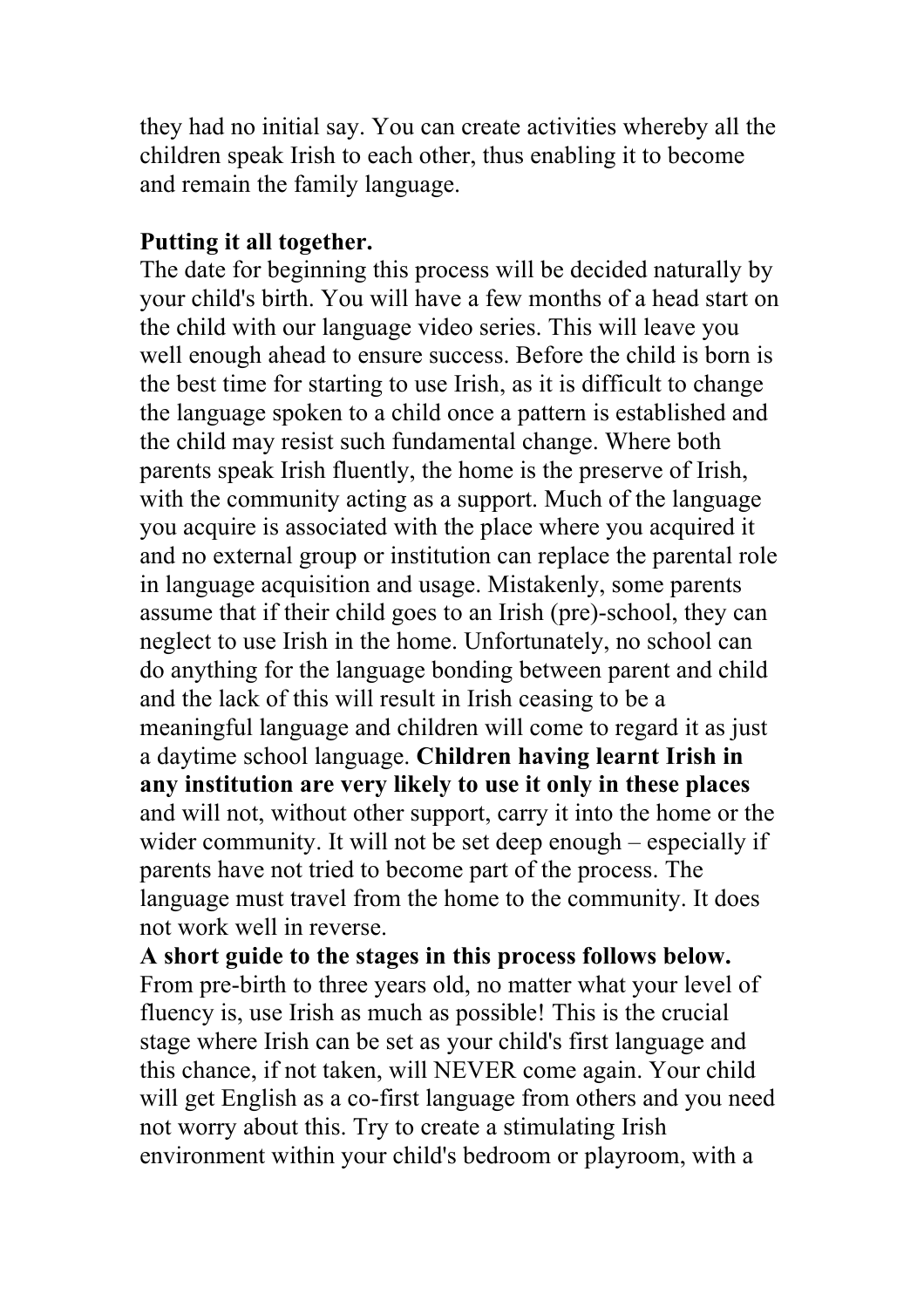they had no initial say. You can create activities whereby all the children speak Irish to each other, thus enabling it to become and remain the family language.

**Putting it all together.**

The date for beginning this process will be decided naturally by your child's birth. You will have a few months of a head start on the child with our language video series. This will leave you well enough ahead to ensure success. Before the child is born is the best time for starting to use Irish, as it is difficult to change the language spoken to a child once a pattern is established and the child may resist such fundamental change. Where both parents speak Irish fluently, the home is the preserve of Irish, with the community acting as a support. Much of the language you acquire is associated with the place where you acquired it and no external group or institution can replace the parental role in language acquisition and usage. Mistakenly, some parents assume that if their child goes to an Irish (pre)-school, they can neglect to use Irish in the home. Unfortunately, no school can do anything for the language bonding between parent and child and the lack of this will result in Irish ceasing to be a meaningful language and children will come to regard it as just a daytime school language. **Children having learnt Irish in any institution are very likely to use it only in these places** and will not, without other support, carry it into the home or the wider community. It will not be set deep enough – especially if parents have not tried to become part of the process. The language must travel from the home to the community. It does not work well in reverse.

**A short guide to the stages in this process follows below.**

From pre-birth to three years old, no matter what your level of fluency is, use Irish as much as possible! This is the crucial stage where Irish can be set as your child's first language and this chance, if not taken, will NEVER come again. Your child will get English as a co-first language from others and you need not worry about this. Try to create a stimulating Irish environment within your child's bedroom or playroom, with a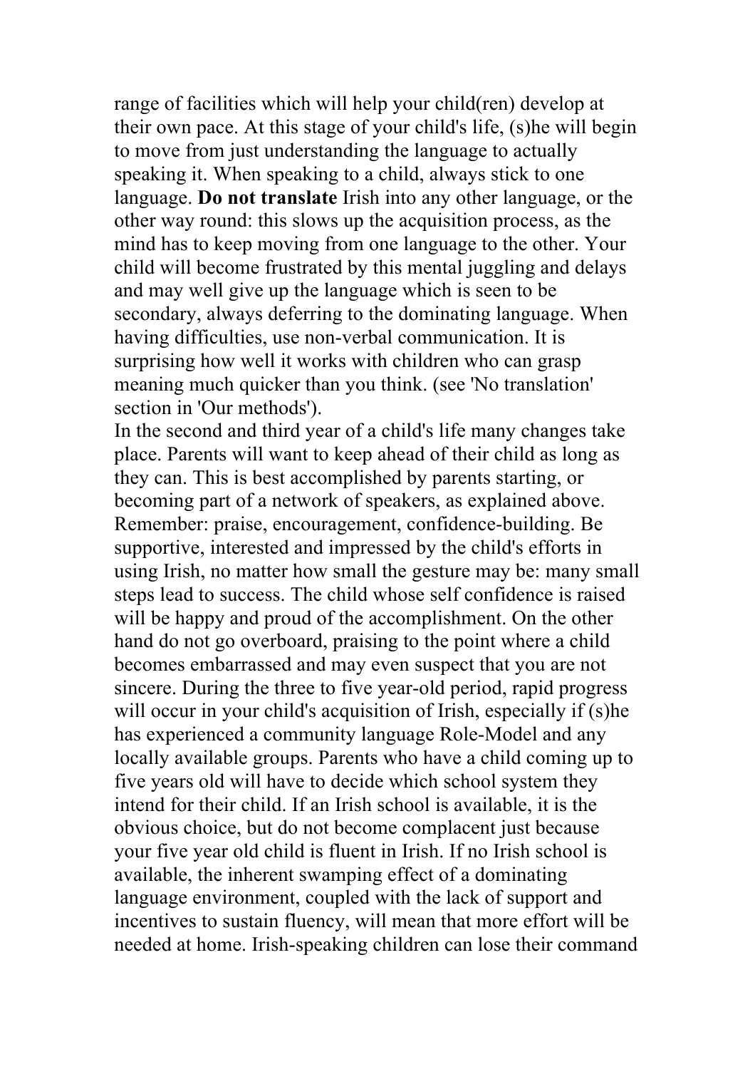range of facilities which will help your child(ren) develop at their own pace. At this stage of your child's life, (s)he will begin to move from just understanding the language to actually speaking it. When speaking to a child, always stick to one language. **Do not translate** Irish into any other language, or the other way round: this slows up the acquisition process, as the mind has to keep moving from one language to the other. Your child will become frustrated by this mental juggling and delays and may well give up the language which is seen to be secondary, always deferring to the dominating language. When having difficulties, use non-verbal communication. It is surprising how well it works with children who can grasp meaning much quicker than you think. (see 'No translation' section in 'Our methods').

In the second and third year of a child's life many changes take place. Parents will want to keep ahead of their child as long as they can. This is best accomplished by parents starting, or becoming part of a network of speakers, as explained above. Remember: praise, encouragement, confidence-building. Be supportive, interested and impressed by the child's efforts in using Irish, no matter how small the gesture may be: many small steps lead to success. The child whose self confidence is raised will be happy and proud of the accomplishment. On the other hand do not go overboard, praising to the point where a child becomes embarrassed and may even suspect that you are not sincere. During the three to five year-old period, rapid progress will occur in your child's acquisition of Irish, especially if (s)he has experienced a community language Role-Model and any locally available groups. Parents who have a child coming up to five years old will have to decide which school system they intend for their child. If an Irish school is available, it is the obvious choice, but do not become complacent just because your five year old child is fluent in Irish. If no Irish school is available, the inherent swamping effect of a dominating language environment, coupled with the lack of support and incentives to sustain fluency, will mean that more effort will be needed at home. Irish-speaking children can lose their command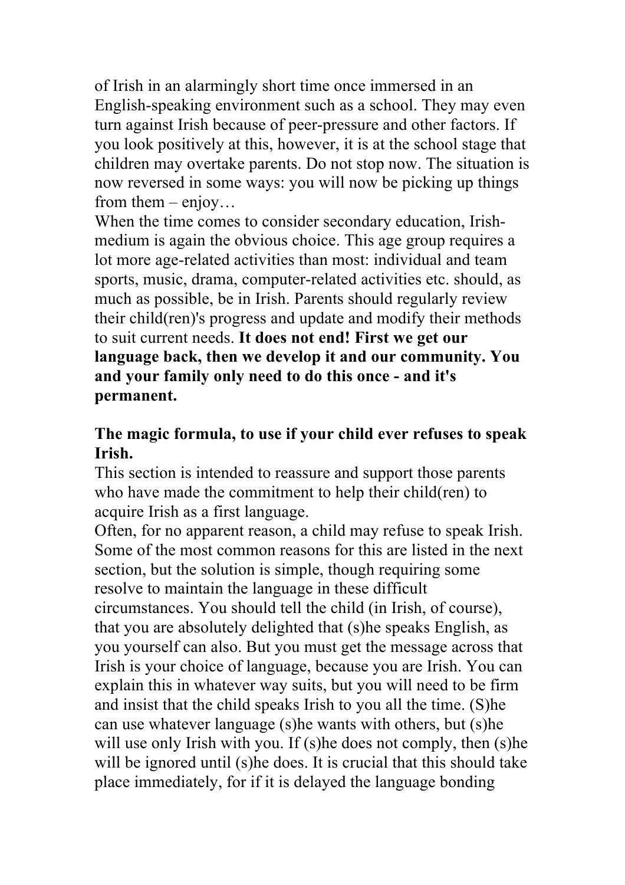of Irish in an alarmingly short time once immersed in an English-speaking environment such as a school. They may even turn against Irish because of peer-pressure and other factors. If you look positively at this, however, it is at the school stage that children may overtake parents. Do not stop now. The situation is now reversed in some ways: you will now be picking up things from them – enjoy…

When the time comes to consider secondary education, Irish-medium is again the obvious choice. This age group requires a lot more age-related activities than most: individual and team sports, music, drama, computer-related activities etc. should, as much as possible, be in Irish. Parents should regularly review their child(ren)'s progress and update and modify their methods to suit current needs. **It does not end! First we get our language back, then we develop it and our community. You and your family only need to do this once - and it's permanent.**

**The magic formula, to use if your child ever refuses to speak Irish.**

This section is intended to reassure and support those parents who have made the commitment to help their child(ren) to acquire Irish as a first language.

Often, for no apparent reason, a child may refuse to speak Irish. Some of the most common reasons for this are listed in the next section, but the solution is simple, though requiring some resolve to maintain the language in these difficult circumstances. You should tell the child (in Irish, of course), that you are absolutely delighted that (s)he speaks English, as you yourself can also. But you must get the message across that Irish is your choice of language, because you are Irish. You can explain this in whatever way suits, but you will need to be firm and insist that the child speaks Irish to you all the time. (S)he can use whatever language (s)he wants with others, but (s)he will use only Irish with you. If (s)he does not comply, then (s)he will be ignored until (s)he does. It is crucial that this should take place immediately, for if it is delayed the language bonding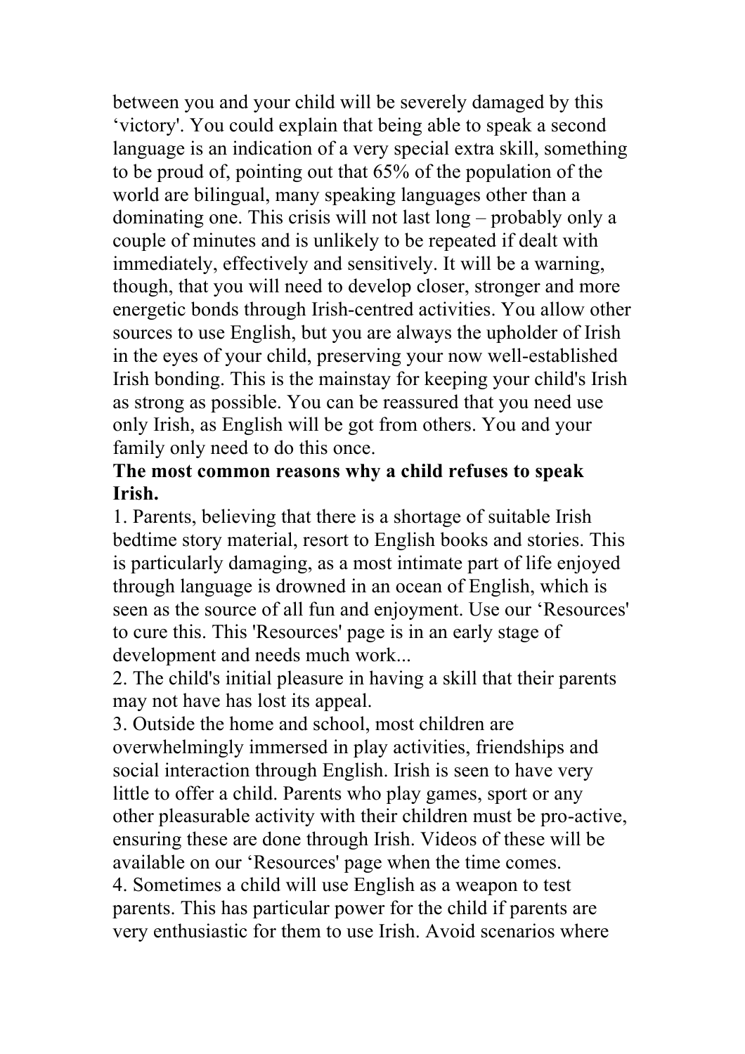between you and your child will be severely damaged by this ‘victory'. You could explain that being able to speak a second language is an indication of a very special extra skill, something to be proud of, pointing out that 65% of the population of the world are bilingual, many speaking languages other than a dominating one. This crisis will not last long – probably only a couple of minutes and is unlikely to be repeated if dealt with immediately, effectively and sensitively. It will be a warning, though, that you will need to develop closer, stronger and more energetic bonds through Irish-centred activities. You allow other sources to use English, but you are always the upholder of Irish in the eyes of your child, preserving your now well-established Irish bonding. This is the mainstay for keeping your child's Irish as strong as possible. You can be reassured that you need use only Irish, as English will be got from others. You and your family only need to do this once.

**The most common reasons why a child refuses to speak Irish.**

1. Parents, believing that there is a shortage of suitable Irish bedtime story material, resort to English books and stories. This is particularly damaging, as a most intimate part of life enjoyed through language is drowned in an ocean of English, which is seen as the source of all fun and enjoyment. Use our ‘Resources' to cure this. This 'Resources' page is in an early stage of development and needs much work...
2. The child's initial pleasure in having a skill that their parents may not have has lost its appeal.
3. Outside the home and school, most children are overwhelmingly immersed in play activities, friendships and social interaction through English. Irish is seen to have very little to offer a child. Parents who play games, sport or any other pleasurable activity with their children must be pro-active, ensuring these are done through Irish. Videos of these will be available on our ‘Resources' page when the time comes.
4. Sometimes a child will use English as a weapon to test parents. This has particular power for the child if parents are very enthusiastic for them to use Irish. Avoid scenarios where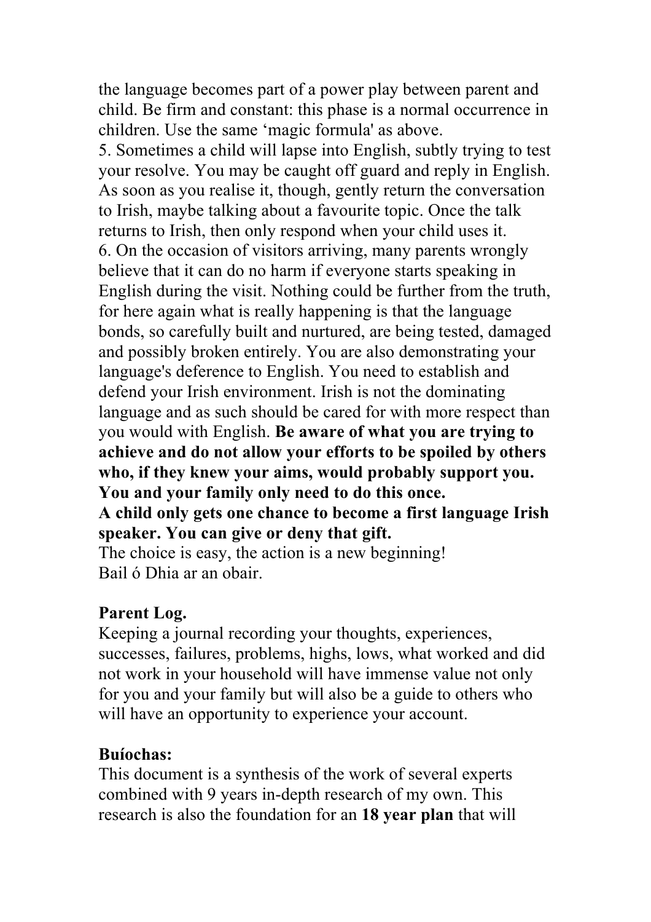the language becomes part of a power play between parent and child. Be firm and constant: this phase is a normal occurrence in children. Use the same 'magic formula' as above.

5. Sometimes a child will lapse into English, subtly trying to test your resolve. You may be caught off guard and reply in English. As soon as you realise it, though, gently return the conversation to Irish, maybe talking about a favourite topic. Once the talk returns to Irish, then only respond when your child uses it.

6. On the occasion of visitors arriving, many parents wrongly believe that it can do no harm if everyone starts speaking in English during the visit. Nothing could be further from the truth, for here again what is really happening is that the language bonds, so carefully built and nurtured, are being tested, damaged and possibly broken entirely. You are also demonstrating your language's deference to English. You need to establish and defend your Irish environment. Irish is not the dominating language and as such should be cared for with more respect than you would with English. **Be aware of what you are trying to achieve and do not allow your efforts to be spoiled by others who, if they knew your aims, would probably support you. You and your family only need to do this once.**

**A child only gets one chance to become a first language Irish speaker. You can give or deny that gift.**

The choice is easy, the action is a new beginning!
Bail ó Dhia ar an obair.

**Parent Log.**

Keeping a journal recording your thoughts, experiences, successes, failures, problems, highs, lows, what worked and did not work in your household will have immense value not only for you and your family but will also be a guide to others who will have an opportunity to experience your account.

**Buíochas:**

This document is a synthesis of the work of several experts combined with 9 years in-depth research of my own. This research is also the foundation for an **18 year plan** that will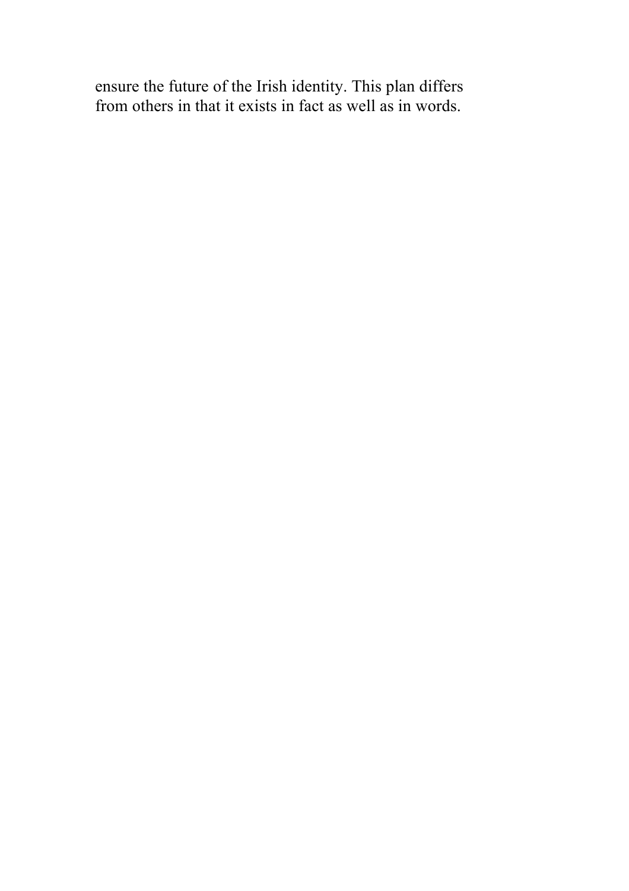ensure the future of the Irish identity. This plan differs from others in that it exists in fact as well as in words.